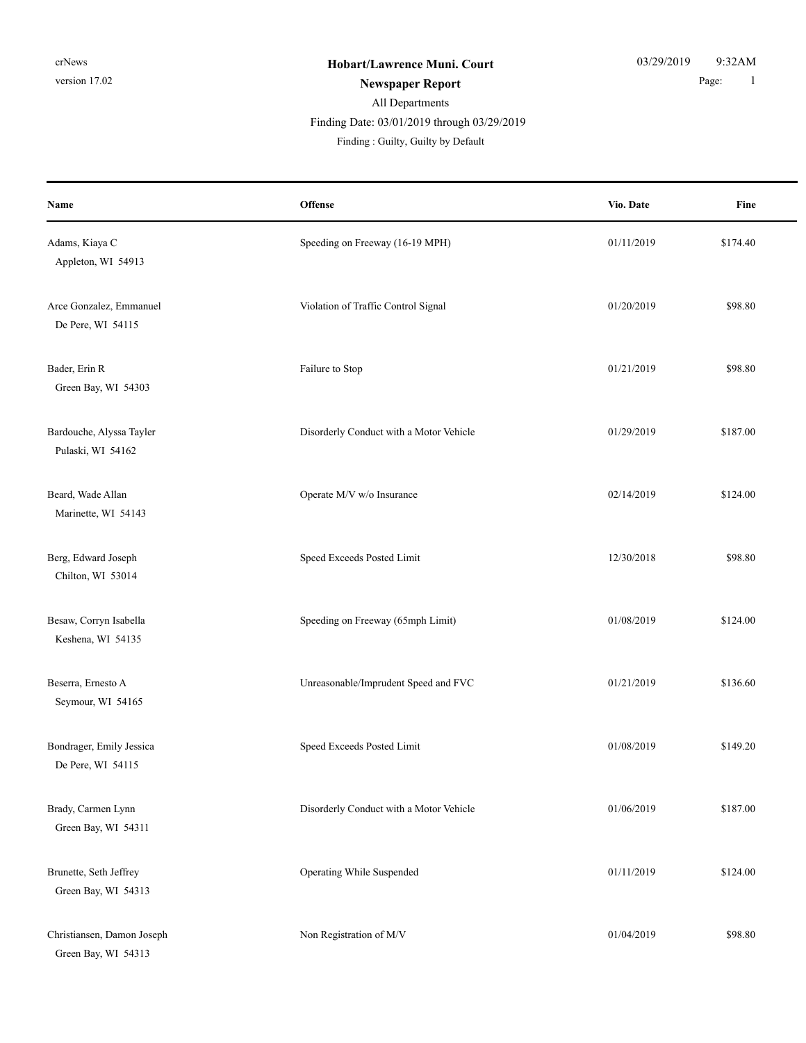crNews
version 17.02

**Hobart/Lawrence Muni. Court**

**Newspaper Report**

All Departments

Finding Date: 03/01/2019 through 03/29/2019

Finding : Guilty, Guilty by Default

03/29/2019 9:32AM

| Name | Offense | Vio. Date | Fine |
|---|---|---|---|
| Adams, Kiaya C<br>Appleton, WI 54913 | Speeding on Freeway (16-19 MPH) | 01/11/2019 | $174.40 |
| Arce Gonzalez, Emmanuel<br>De Pere, WI 54115 | Violation of Traffic Control Signal | 01/20/2019 | $98.80 |
| Bader, Erin R<br>Green Bay, WI 54303 | Failure to Stop | 01/21/2019 | $98.80 |
| Bardouche, Alyssa Tayler<br>Pulaski, WI 54162 | Disorderly Conduct with a Motor Vehicle | 01/29/2019 | $187.00 |
| Beard, Wade Allan<br>Marinette, WI 54143 | Operate M/V w/o Insurance | 02/14/2019 | $124.00 |
| Berg, Edward Joseph<br>Chilton, WI 53014 | Speed Exceeds Posted Limit | 12/30/2018 | $98.80 |
| Besaw, Corryn Isabella<br>Keshena, WI 54135 | Speeding on Freeway (65mph Limit) | 01/08/2019 | $124.00 |
| Beserra, Ernesto A<br>Seymour, WI 54165 | Unreasonable/Imprudent Speed and FVC | 01/21/2019 | $136.60 |
| Bondrager, Emily Jessica<br>De Pere, WI 54115 | Speed Exceeds Posted Limit | 01/08/2019 | $149.20 |
| Brady, Carmen Lynn<br>Green Bay, WI 54311 | Disorderly Conduct with a Motor Vehicle | 01/06/2019 | $187.00 |
| Brunette, Seth Jeffrey<br>Green Bay, WI 54313 | Operating While Suspended | 01/11/2019 | $124.00 |
| Christiansen, Damon Joseph<br>Green Bay, WI 54313 | Non Registration of M/V | 01/04/2019 | $98.80 |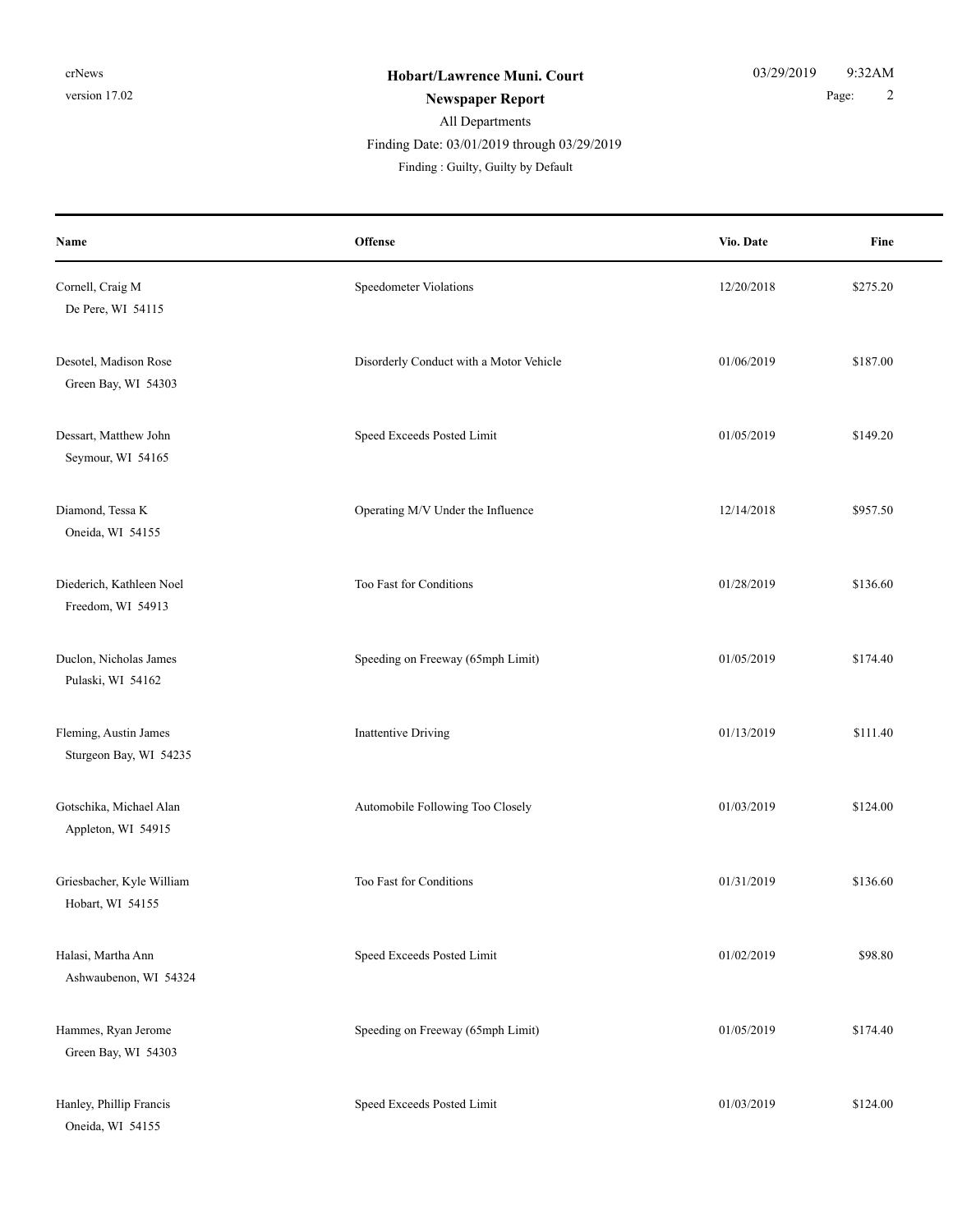**Hobart/Lawrence Muni. Court**

**Newspaper Report**

All Departments

Finding Date: 03/01/2019 through 03/29/2019

Finding : Guilty, Guilty by Default

| Name | Offense | Vio. Date | Fine |
|---|---|---|---|
| Cornell, Craig M<br>De Pere, WI 54115 | Speedometer Violations | 12/20/2018 | $275.20 |
| Desotel, Madison Rose<br>Green Bay, WI 54303 | Disorderly Conduct with a Motor Vehicle | 01/06/2019 | $187.00 |
| Dessart, Matthew John<br>Seymour, WI 54165 | Speed Exceeds Posted Limit | 01/05/2019 | $149.20 |
| Diamond, Tessa K<br>Oneida, WI 54155 | Operating M/V Under the Influence | 12/14/2018 | $957.50 |
| Diederich, Kathleen Noel<br>Freedom, WI 54913 | Too Fast for Conditions | 01/28/2019 | $136.60 |
| Duclon, Nicholas James<br>Pulaski, WI 54162 | Speeding on Freeway (65mph Limit) | 01/05/2019 | $174.40 |
| Fleming, Austin James<br>Sturgeon Bay, WI 54235 | Inattentive Driving | 01/13/2019 | $111.40 |
| Gotschika, Michael Alan<br>Appleton, WI 54915 | Automobile Following Too Closely | 01/03/2019 | $124.00 |
| Griesbacher, Kyle William<br>Hobart, WI 54155 | Too Fast for Conditions | 01/31/2019 | $136.60 |
| Halasi, Martha Ann<br>Ashwaubenon, WI 54324 | Speed Exceeds Posted Limit | 01/02/2019 | $98.80 |
| Hammes, Ryan Jerome<br>Green Bay, WI 54303 | Speeding on Freeway (65mph Limit) | 01/05/2019 | $174.40 |
| Hanley, Phillip Francis<br>Oneida, WI 54155 | Speed Exceeds Posted Limit | 01/03/2019 | $124.00 |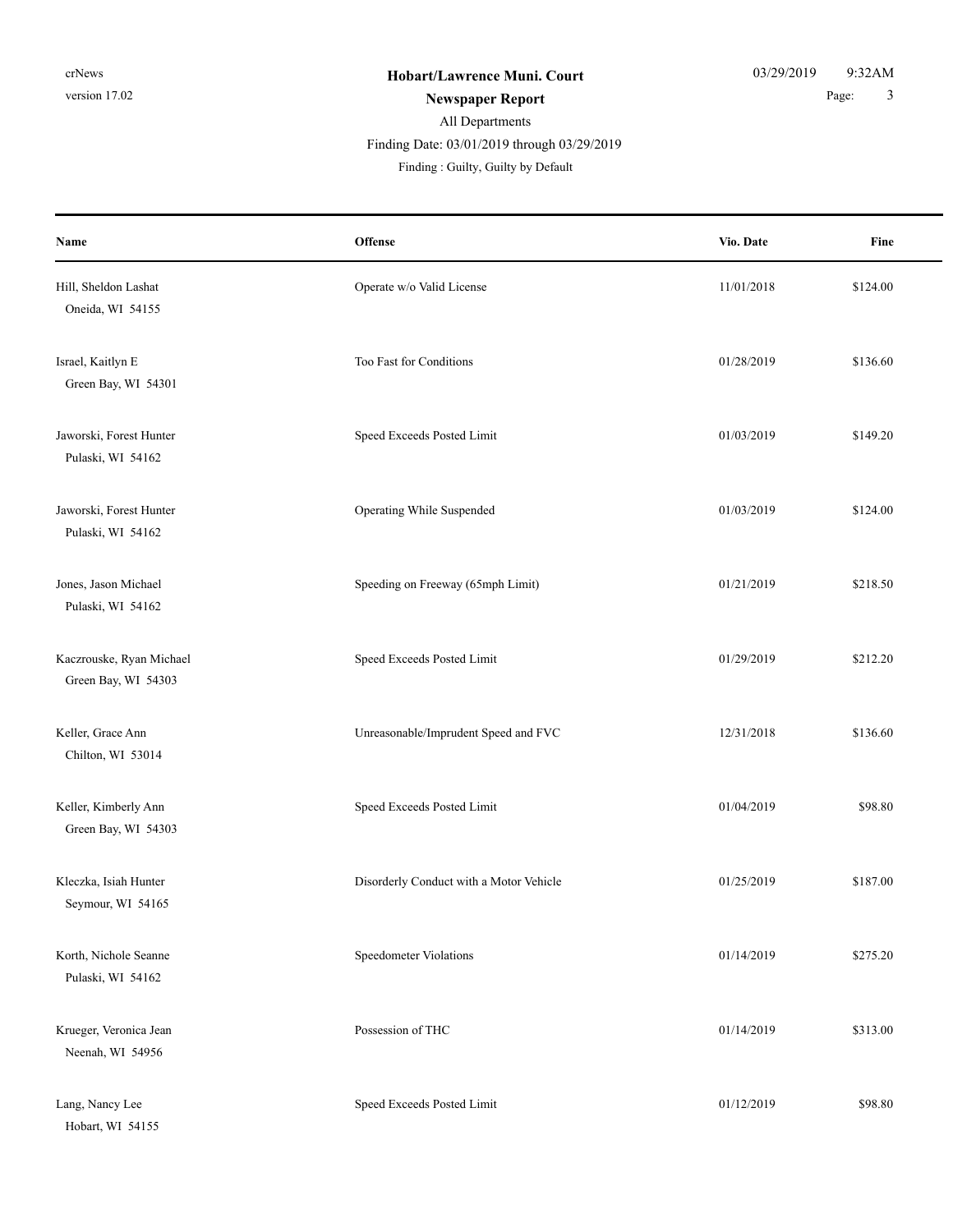**Hobart/Lawrence Muni. Court**

**Newspaper Report**

All Departments

Finding Date: 03/01/2019 through 03/29/2019

Finding : Guilty, Guilty by Default

| Name | Offense | Vio. Date | Fine |
|---|---|---|---|
| Hill, Sheldon Lashat<br>Oneida, WI 54155 | Operate w/o Valid License | 11/01/2018 | $124.00 |
| Israel, Kaitlyn E<br>Green Bay, WI 54301 | Too Fast for Conditions | 01/28/2019 | $136.60 |
| Jaworski, Forest Hunter<br>Pulaski, WI 54162 | Speed Exceeds Posted Limit | 01/03/2019 | $149.20 |
| Jaworski, Forest Hunter<br>Pulaski, WI 54162 | Operating While Suspended | 01/03/2019 | $124.00 |
| Jones, Jason Michael<br>Pulaski, WI 54162 | Speeding on Freeway (65mph Limit) | 01/21/2019 | $218.50 |
| Kaczrouske, Ryan Michael<br>Green Bay, WI 54303 | Speed Exceeds Posted Limit | 01/29/2019 | $212.20 |
| Keller, Grace Ann<br>Chilton, WI 53014 | Unreasonable/Imprudent Speed and FVC | 12/31/2018 | $136.60 |
| Keller, Kimberly Ann<br>Green Bay, WI 54303 | Speed Exceeds Posted Limit | 01/04/2019 | $98.80 |
| Kleczka, Isiah Hunter<br>Seymour, WI 54165 | Disorderly Conduct with a Motor Vehicle | 01/25/2019 | $187.00 |
| Korth, Nichole Seanne<br>Pulaski, WI 54162 | Speedometer Violations | 01/14/2019 | $275.20 |
| Krueger, Veronica Jean<br>Neenah, WI 54956 | Possession of THC | 01/14/2019 | $313.00 |
| Lang, Nancy Lee<br>Hobart, WI 54155 | Speed Exceeds Posted Limit | 01/12/2019 | $98.80 |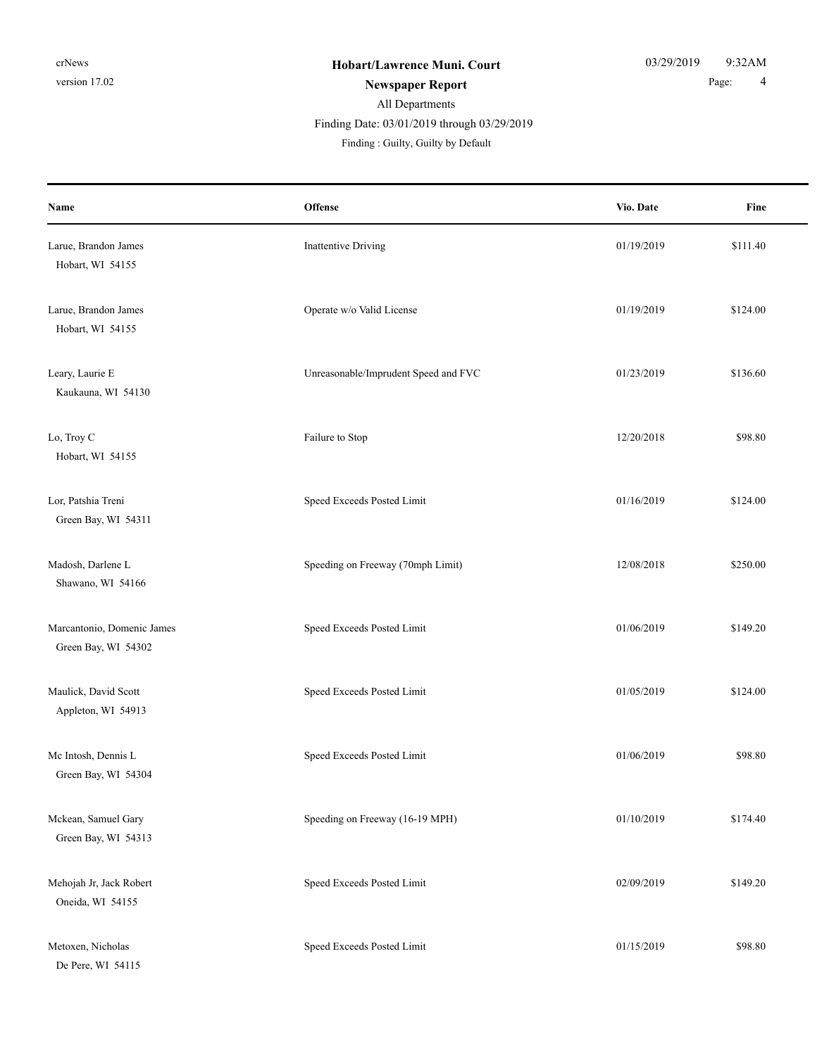**Hobart/Lawrence Muni. Court**

**Newspaper Report**

All Departments

Finding Date: 03/01/2019 through 03/29/2019

Finding : Guilty, Guilty by Default

| Name | Offense | Vio. Date | Fine |
|---|---|---|---|
| Larue, Brandon James<br>Hobart, WI 54155 | Inattentive Driving | 01/19/2019 | $111.40 |
| Larue, Brandon James<br>Hobart, WI 54155 | Operate w/o Valid License | 01/19/2019 | $124.00 |
| Leary, Laurie E<br>Kaukauna, WI 54130 | Unreasonable/Imprudent Speed and FVC | 01/23/2019 | $136.60 |
| Lo, Troy C<br>Hobart, WI 54155 | Failure to Stop | 12/20/2018 | $98.80 |
| Lor, Patshia Treni<br>Green Bay, WI 54311 | Speed Exceeds Posted Limit | 01/16/2019 | $124.00 |
| Madosh, Darlene L<br>Shawano, WI 54166 | Speeding on Freeway (70mph Limit) | 12/08/2018 | $250.00 |
| Marcantonio, Domenic James<br>Green Bay, WI 54302 | Speed Exceeds Posted Limit | 01/06/2019 | $149.20 |
| Maulick, David Scott<br>Appleton, WI 54913 | Speed Exceeds Posted Limit | 01/05/2019 | $124.00 |
| Mc Intosh, Dennis L<br>Green Bay, WI 54304 | Speed Exceeds Posted Limit | 01/06/2019 | $98.80 |
| Mckean, Samuel Gary<br>Green Bay, WI 54313 | Speeding on Freeway (16-19 MPH) | 01/10/2019 | $174.40 |
| Mehojah Jr, Jack Robert<br>Oneida, WI 54155 | Speed Exceeds Posted Limit | 02/09/2019 | $149.20 |
| Metoxen, Nicholas<br>De Pere, WI 54115 | Speed Exceeds Posted Limit | 01/15/2019 | $98.80 |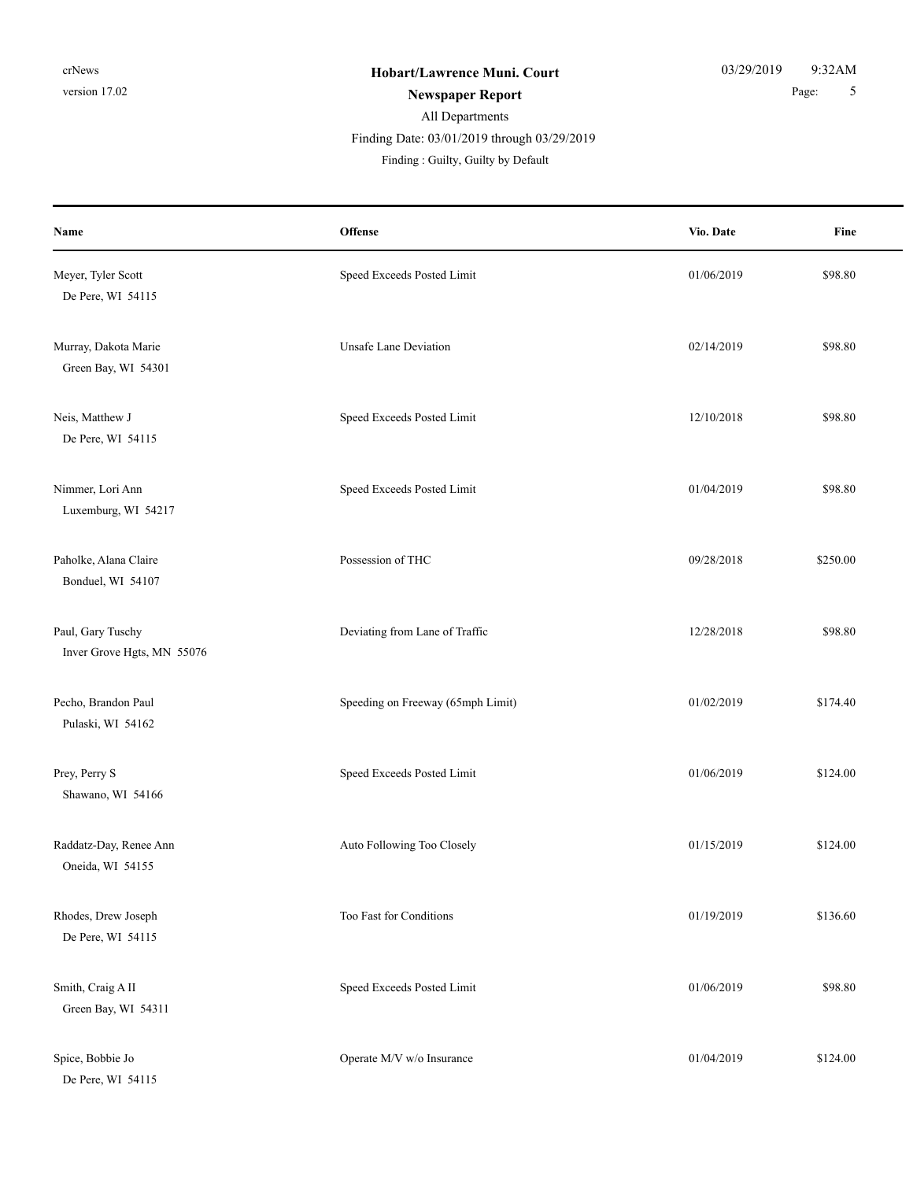**Hobart/Lawrence Muni. Court**

**Newspaper Report**

All Departments

Finding Date: 03/01/2019 through 03/29/2019

Finding : Guilty, Guilty by Default

| Name | Offense | Vio. Date | Fine |
|---|---|---|---|
| Meyer, Tyler Scott<br>De Pere, WI 54115 | Speed Exceeds Posted Limit | 01/06/2019 | $98.80 |
| Murray, Dakota Marie<br>Green Bay, WI 54301 | Unsafe Lane Deviation | 02/14/2019 | $98.80 |
| Neis, Matthew J<br>De Pere, WI 54115 | Speed Exceeds Posted Limit | 12/10/2018 | $98.80 |
| Nimmer, Lori Ann<br>Luxemburg, WI 54217 | Speed Exceeds Posted Limit | 01/04/2019 | $98.80 |
| Paholke, Alana Claire<br>Bonduel, WI 54107 | Possession of THC | 09/28/2018 | $250.00 |
| Paul, Gary Tuschy<br>Inver Grove Hgts, MN 55076 | Deviating from Lane of Traffic | 12/28/2018 | $98.80 |
| Pecho, Brandon Paul<br>Pulaski, WI 54162 | Speeding on Freeway (65mph Limit) | 01/02/2019 | $174.40 |
| Prey, Perry S<br>Shawano, WI 54166 | Speed Exceeds Posted Limit | 01/06/2019 | $124.00 |
| Raddatz-Day, Renee Ann<br>Oneida, WI 54155 | Auto Following Too Closely | 01/15/2019 | $124.00 |
| Rhodes, Drew Joseph<br>De Pere, WI 54115 | Too Fast for Conditions | 01/19/2019 | $136.60 |
| Smith, Craig A II<br>Green Bay, WI 54311 | Speed Exceeds Posted Limit | 01/06/2019 | $98.80 |
| Spice, Bobbie Jo<br>De Pere, WI 54115 | Operate M/V w/o Insurance | 01/04/2019 | $124.00 |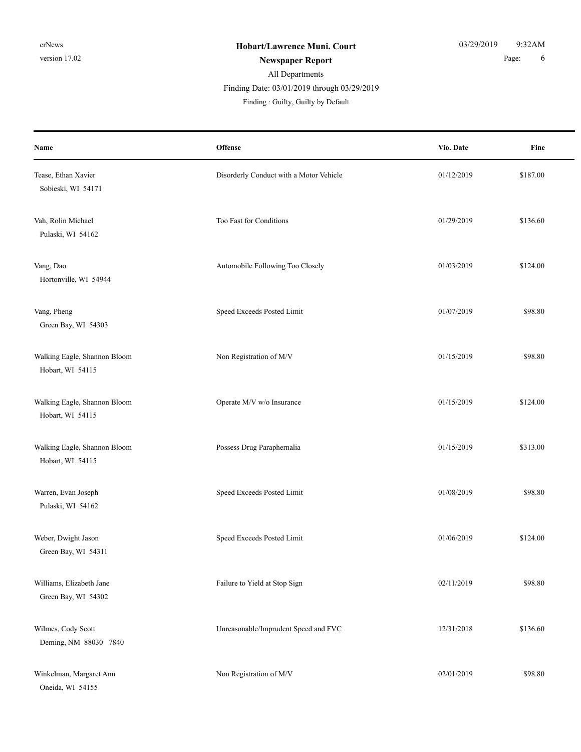**Hobart/Lawrence Muni. Court**

**Newspaper Report**

All Departments

Finding Date: 03/01/2019 through 03/29/2019

Finding : Guilty, Guilty by Default

| Name | Offense | Vio. Date | Fine |
|---|---|---|---|
| Tease, Ethan Xavier<br>Sobieski, WI 54171 | Disorderly Conduct with a Motor Vehicle | 01/12/2019 | $187.00 |
| Vah, Rolin Michael<br>Pulaski, WI 54162 | Too Fast for Conditions | 01/29/2019 | $136.60 |
| Vang, Dao<br>Hortonville, WI 54944 | Automobile Following Too Closely | 01/03/2019 | $124.00 |
| Vang, Pheng<br>Green Bay, WI 54303 | Speed Exceeds Posted Limit | 01/07/2019 | $98.80 |
| Walking Eagle, Shannon Bloom<br>Hobart, WI 54115 | Non Registration of M/V | 01/15/2019 | $98.80 |
| Walking Eagle, Shannon Bloom<br>Hobart, WI 54115 | Operate M/V w/o Insurance | 01/15/2019 | $124.00 |
| Walking Eagle, Shannon Bloom<br>Hobart, WI 54115 | Possess Drug Paraphernalia | 01/15/2019 | $313.00 |
| Warren, Evan Joseph<br>Pulaski, WI 54162 | Speed Exceeds Posted Limit | 01/08/2019 | $98.80 |
| Weber, Dwight Jason<br>Green Bay, WI 54311 | Speed Exceeds Posted Limit | 01/06/2019 | $124.00 |
| Williams, Elizabeth Jane<br>Green Bay, WI 54302 | Failure to Yield at Stop Sign | 02/11/2019 | $98.80 |
| Wilmes, Cody Scott<br>Deming, NM 88030 7840 | Unreasonable/Imprudent Speed and FVC | 12/31/2018 | $136.60 |
| Winkelman, Margaret Ann<br>Oneida, WI 54155 | Non Registration of M/V | 02/01/2019 | $98.80 |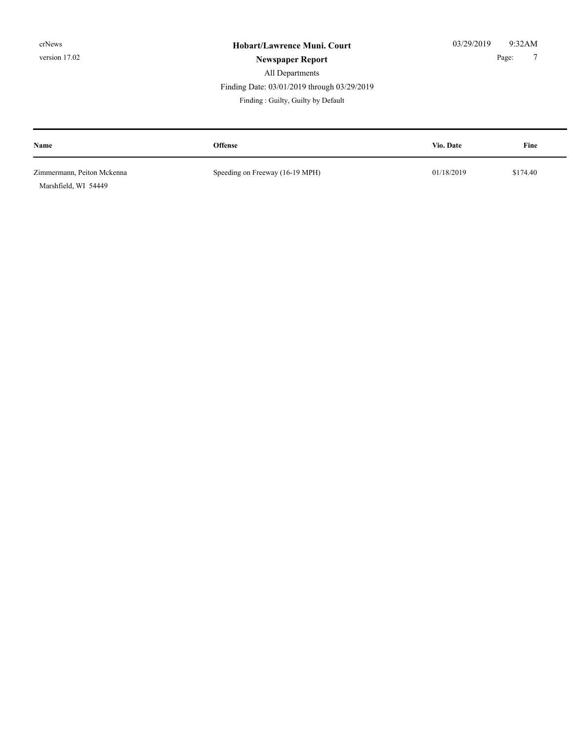| Name | Offense | Vio. Date | Fine |
|---|---|---|---|
| Zimmermann, Peiton Mckenna<br>Marshfield, WI 54449 | Speeding on Freeway (16-19 MPH) | 01/18/2019 | $174.40 |